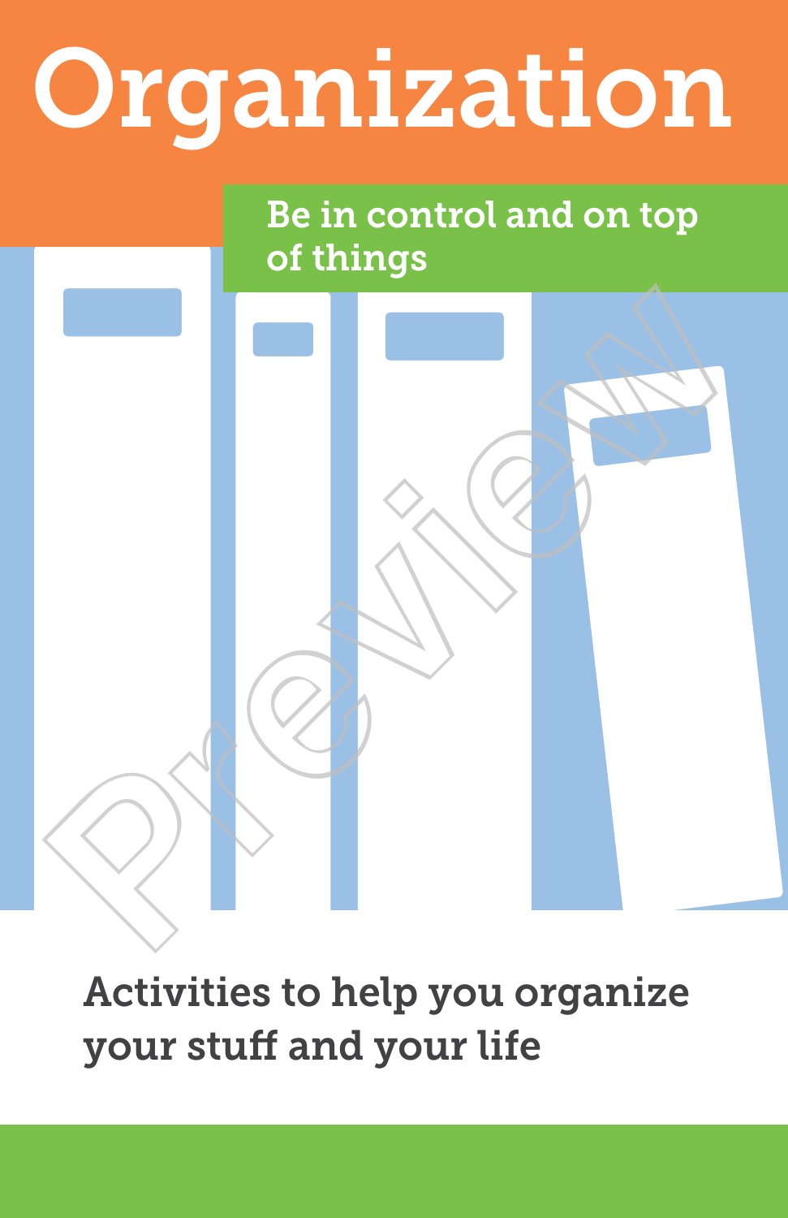# Organization

## Be in control and on top of things

Activities to help you organize your stuff and your life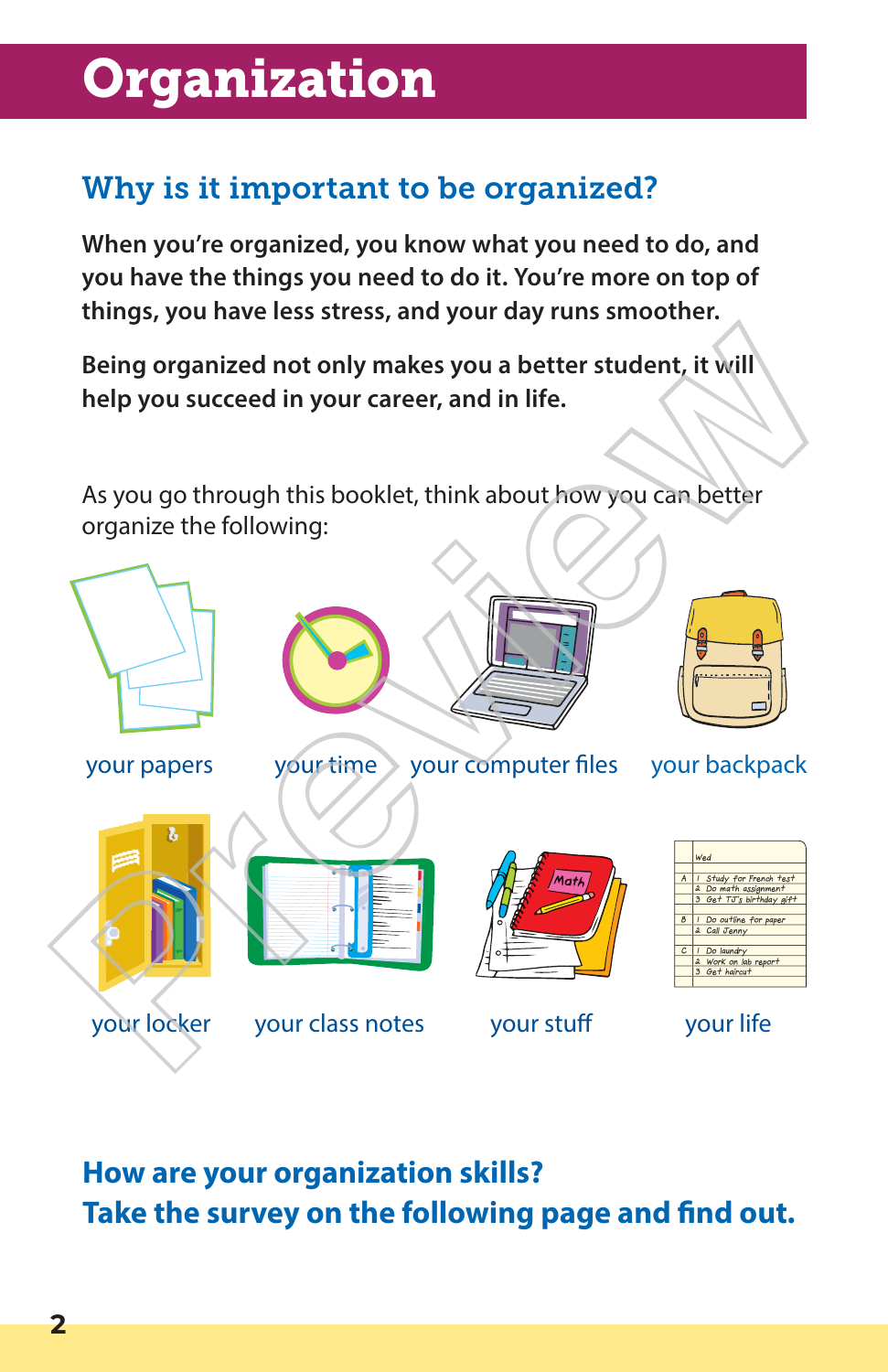# Organization

## Why is it important to be organized?

**When you're organized, you know what you need to do, and you have the things you need to do it. You're more on top of things, you have less stress, and your day runs smoother.**

**Being organized not only makes you a better student, it will help you succeed in your career, and in life.**

As you go through this booklet, think about how you can better organize the following:

- your papers
- your time
- your computer files
- your backpack
- your locker
- your class notes
- your stuff
- your life

## How are your organization skills? Take the survey on the following page and find out.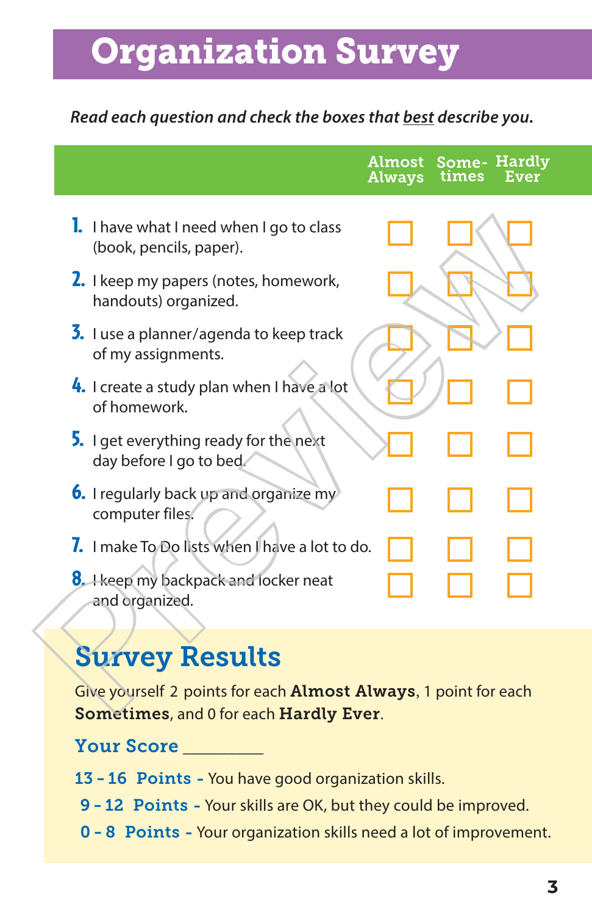# Organization Survey

***Read each question and check the boxes that best describe you.***

| | Almost Always | Some-times | Hardly Ever |
|---|---|---|---|
| **1.** I have what I need when I go to class (book, pencils, paper). | ☐ | ☐ | ☐ |
| **2.** I keep my papers (notes, homework, handouts) organized. | ☐ | ☐ | ☐ |
| **3.** I use a planner/agenda to keep track of my assignments. | ☐ | ☐ | ☐ |
| **4.** I create a study plan when I have a lot of homework. | ☐ | ☐ | ☐ |
| **5.** I get everything ready for the next day before I go to bed. | ☐ | ☐ | ☐ |
| **6.** I regularly back up and organize my computer files. | ☐ | ☐ | ☐ |
| **7.** I make To Do lists when I have a lot to do. | ☐ | ☐ | ☐ |
| **8.** I keep my backpack and locker neat and organized. | ☐ | ☐ | ☐ |

## Survey Results

Give yourself 2 points for each **Almost Always**, 1 point for each **Sometimes**, and 0 for each **Hardly Ever**.

**Your Score** _________

**13 - 16 Points -** You have good organization skills.

**9 - 12 Points -** Your skills are OK, but they could be improved.

**0 - 8 Points -** Your organization skills need a lot of improvement.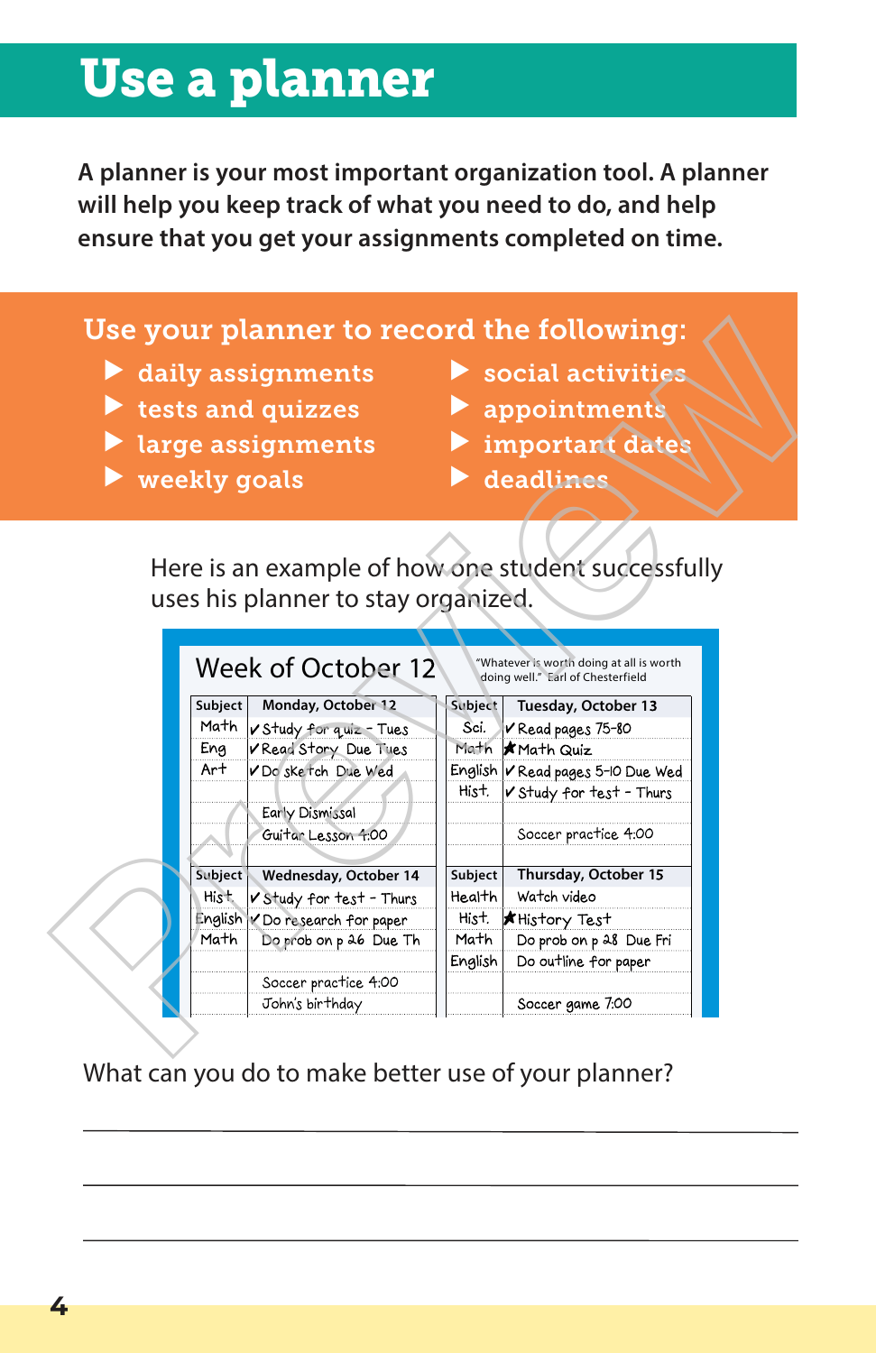# Use a planner

**A planner is your most important organization tool. A planner will help you keep track of what you need to do, and help ensure that you get your assignments completed on time.**

## Use your planner to record the following:

- daily assignments
- tests and quizzes
- large assignments
- weekly goals
- social activities
- appointments
- important dates
- deadlines

Here is an example of how one student successfully uses his planner to stay organized.

### Week of October 12

"Whatever is worth doing at all is worth doing well." Earl of Chesterfield

| Subject | Monday, October 12 | Subject | Tuesday, October 13 |
|---|---|---|---|
| Math | ✓ Study for quiz - Tues | Sci. | ✓ Read pages 75-80 |
| Eng | ✓ Read Story Due Tues | Math | ★ Math Quiz |
| Art | ✓ Do sketch Due Wed | English | ✓ Read pages 5-10 Due Wed |
| | | Hist. | ✓ Study for test - Thurs |
| | Early Dismissal | | |
| | Guitar Lesson 4:00 | | Soccer practice 4:00 |

| Subject | Wednesday, October 14 | Subject | Thursday, October 15 |
|---|---|---|---|
| Hist. | ✓ Study for test - Thurs | Health | Watch video |
| English | ✓ Do research for paper | Hist. | ★ History Test |
| Math | Do prob on p 26 Due Th | Math | Do prob on p 28 Due Fri |
| | | English | Do outline for paper |
| | Soccer practice 4:00 | | |
| | John's birthday | | Soccer game 7:00 |

What can you do to make better use of your planner?

______________________________________________

______________________________________________

______________________________________________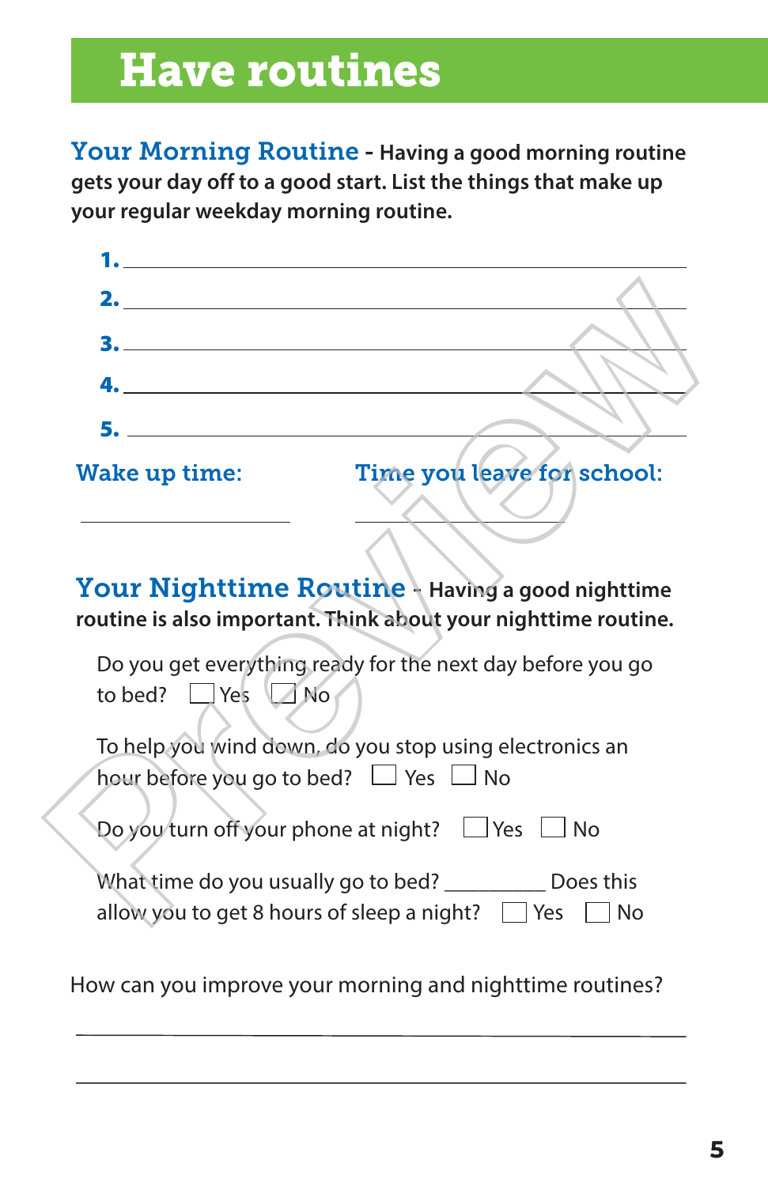# Have routines

**Your Morning Routine - Having a good morning routine gets your day off to a good start. List the things that make up your regular weekday morning routine.**

1. ______________________________
2. ______________________________
3. ______________________________
4. ______________________________
5. ______________________________

**Wake up time:** ______________ **Time you leave for school:** ______________

**Your Nighttime Routine - Having a good nighttime routine is also important. Think about your nighttime routine.**

Do you get everything ready for the next day before you go to bed? ☐ Yes ☐ No

To help you wind down, do you stop using electronics an hour before you go to bed? ☐ Yes ☐ No

Do you turn off your phone at night? ☐ Yes ☐ No

What time do you usually go to bed? __________ Does this allow you to get 8 hours of sleep a night? ☐ Yes ☐ No

How can you improve your morning and nighttime routines?

______________________________

______________________________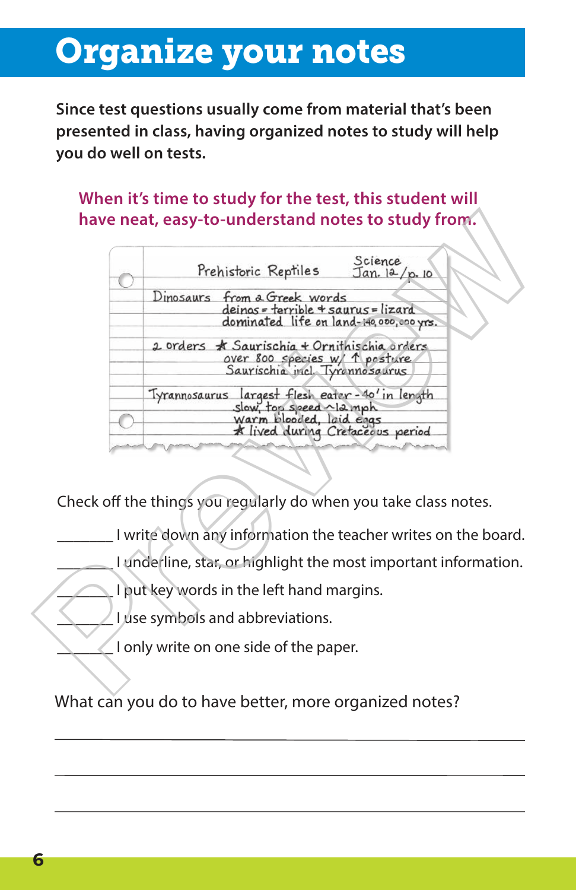# Organize your notes

**Since test questions usually come from material that's been presented in class, having organized notes to study will help you do well on tests.**

**When it's time to study for the test, this student will have neat, easy-to-understand notes to study from.**

Prehistoric Reptiles — Science, Jan. 12 / p. 10

Dinosaurs — from a Greek words
deinos = terrible + saurus = lizard
dominated life on land - 140,000,000 yrs.

2 orders — ★ Saurischia + Ornithischia orders
over 800 species w/ ↑ posture
Saurischia incl. Tyrannosaurus

Tyrannosaurus — largest flesh eater - 40' in length
slow, top speed ~12 mph
warm blooded, laid eggs
★ lived during Cretaceous period

Check off the things you regularly do when you take class notes.

_______ I write down any information the teacher writes on the board.

_______ I underline, star, or highlight the most important information.

_______ I put key words in the left hand margins.

_______ I use symbols and abbreviations.

_______ I only write on one side of the paper.

What can you do to have better, more organized notes?

______________________________________________

______________________________________________

______________________________________________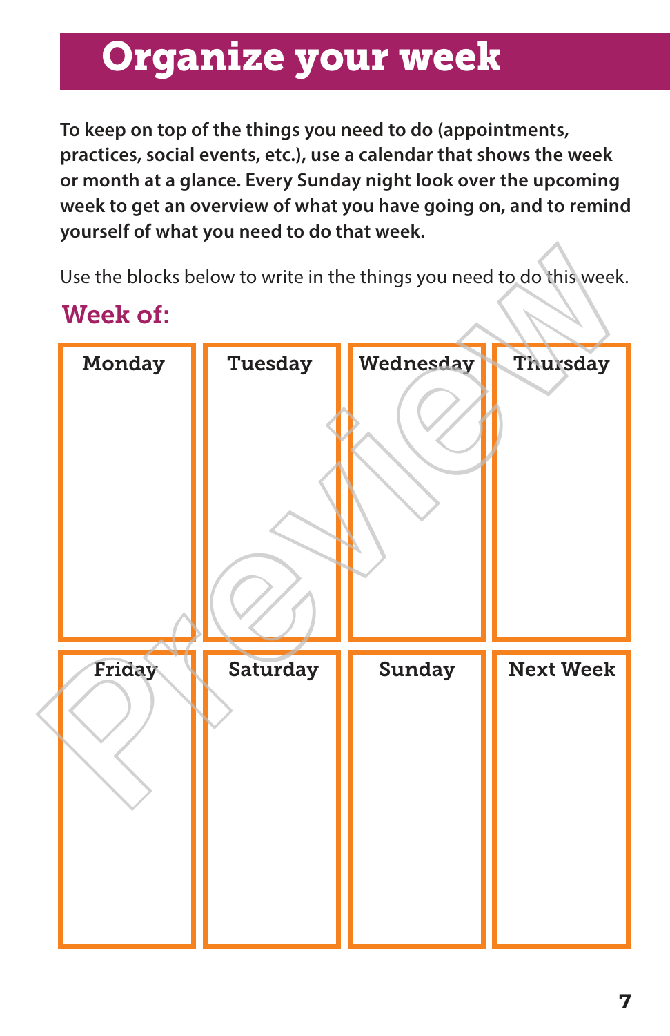# Organize your week

**To keep on top of the things you need to do (appointments, practices, social events, etc.), use a calendar that shows the week or month at a glance. Every Sunday night look over the upcoming week to get an overview of what you have going on, and to remind yourself of what you need to do that week.**

Use the blocks below to write in the things you need to do this week.

## Week of:

| Monday | Tuesday | Wednesday | Thursday |
|---|---|---|---|
| | | | |

| Friday | Saturday | Sunday | Next Week |
|---|---|---|---|
| | | | |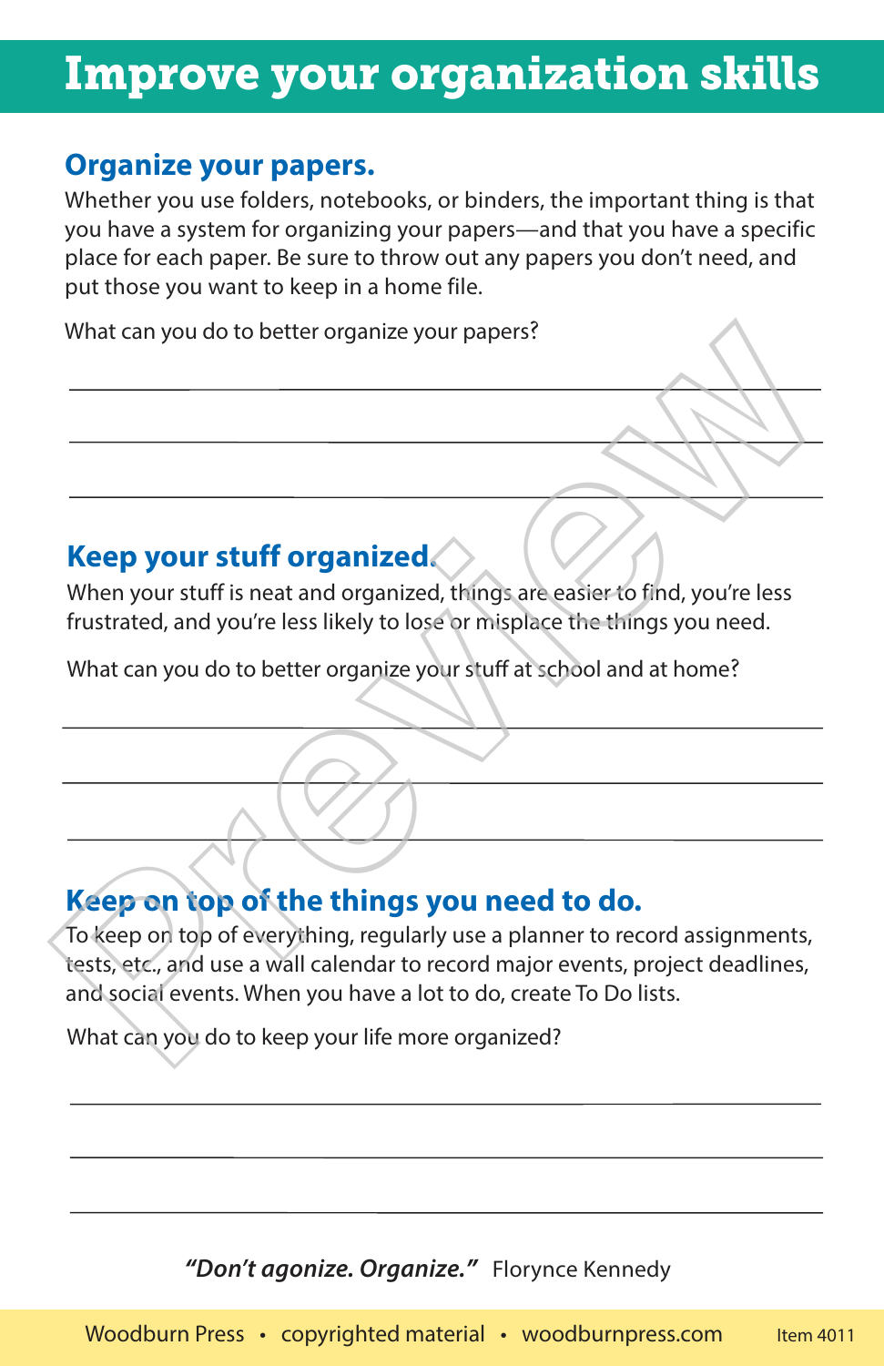# Improve your organization skills

## Organize your papers.

Whether you use folders, notebooks, or binders, the important thing is that you have a system for organizing your papers—and that you have a specific place for each paper. Be sure to throw out any papers you don't need, and put those you want to keep in a home file.

What can you do to better organize your papers?

\_\_\_\_\_\_\_\_\_\_\_\_\_\_\_\_\_\_\_\_\_\_\_\_\_\_\_\_\_\_\_\_\_\_\_\_\_\_\_\_\_\_\_\_\_\_\_\_\_\_\_\_\_\_\_\_\_\_

\_\_\_\_\_\_\_\_\_\_\_\_\_\_\_\_\_\_\_\_\_\_\_\_\_\_\_\_\_\_\_\_\_\_\_\_\_\_\_\_\_\_\_\_\_\_\_\_\_\_\_\_\_\_\_\_\_\_

\_\_\_\_\_\_\_\_\_\_\_\_\_\_\_\_\_\_\_\_\_\_\_\_\_\_\_\_\_\_\_\_\_\_\_\_\_\_\_\_\_\_\_\_\_\_\_\_\_\_\_\_\_\_\_\_\_\_

## Keep your stuff organized.

When your stuff is neat and organized, things are easier to find, you're less frustrated, and you're less likely to lose or misplace the things you need.

What can you do to better organize your stuff at school and at home?

\_\_\_\_\_\_\_\_\_\_\_\_\_\_\_\_\_\_\_\_\_\_\_\_\_\_\_\_\_\_\_\_\_\_\_\_\_\_\_\_\_\_\_\_\_\_\_\_\_\_\_\_\_\_\_\_\_\_

\_\_\_\_\_\_\_\_\_\_\_\_\_\_\_\_\_\_\_\_\_\_\_\_\_\_\_\_\_\_\_\_\_\_\_\_\_\_\_\_\_\_\_\_\_\_\_\_\_\_\_\_\_\_\_\_\_\_

\_\_\_\_\_\_\_\_\_\_\_\_\_\_\_\_\_\_\_\_\_\_\_\_\_\_\_\_\_\_\_\_\_\_\_\_\_\_\_\_\_\_\_\_\_\_\_\_\_\_\_\_\_\_\_\_\_\_

## Keep on top of the things you need to do.

To keep on top of everything, regularly use a planner to record assignments, tests, etc., and use a wall calendar to record major events, project deadlines, and social events. When you have a lot to do, create To Do lists.

What can you do to keep your life more organized?

\_\_\_\_\_\_\_\_\_\_\_\_\_\_\_\_\_\_\_\_\_\_\_\_\_\_\_\_\_\_\_\_\_\_\_\_\_\_\_\_\_\_\_\_\_\_\_\_\_\_\_\_\_\_\_\_\_\_

\_\_\_\_\_\_\_\_\_\_\_\_\_\_\_\_\_\_\_\_\_\_\_\_\_\_\_\_\_\_\_\_\_\_\_\_\_\_\_\_\_\_\_\_\_\_\_\_\_\_\_\_\_\_\_\_\_\_

\_\_\_\_\_\_\_\_\_\_\_\_\_\_\_\_\_\_\_\_\_\_\_\_\_\_\_\_\_\_\_\_\_\_\_\_\_\_\_\_\_\_\_\_\_\_\_\_\_\_\_\_\_\_\_\_\_\_

***"Don't agonize. Organize."*** Florynce Kennedy

Woodburn Press • copyrighted material • woodburnpress.com Item 4011